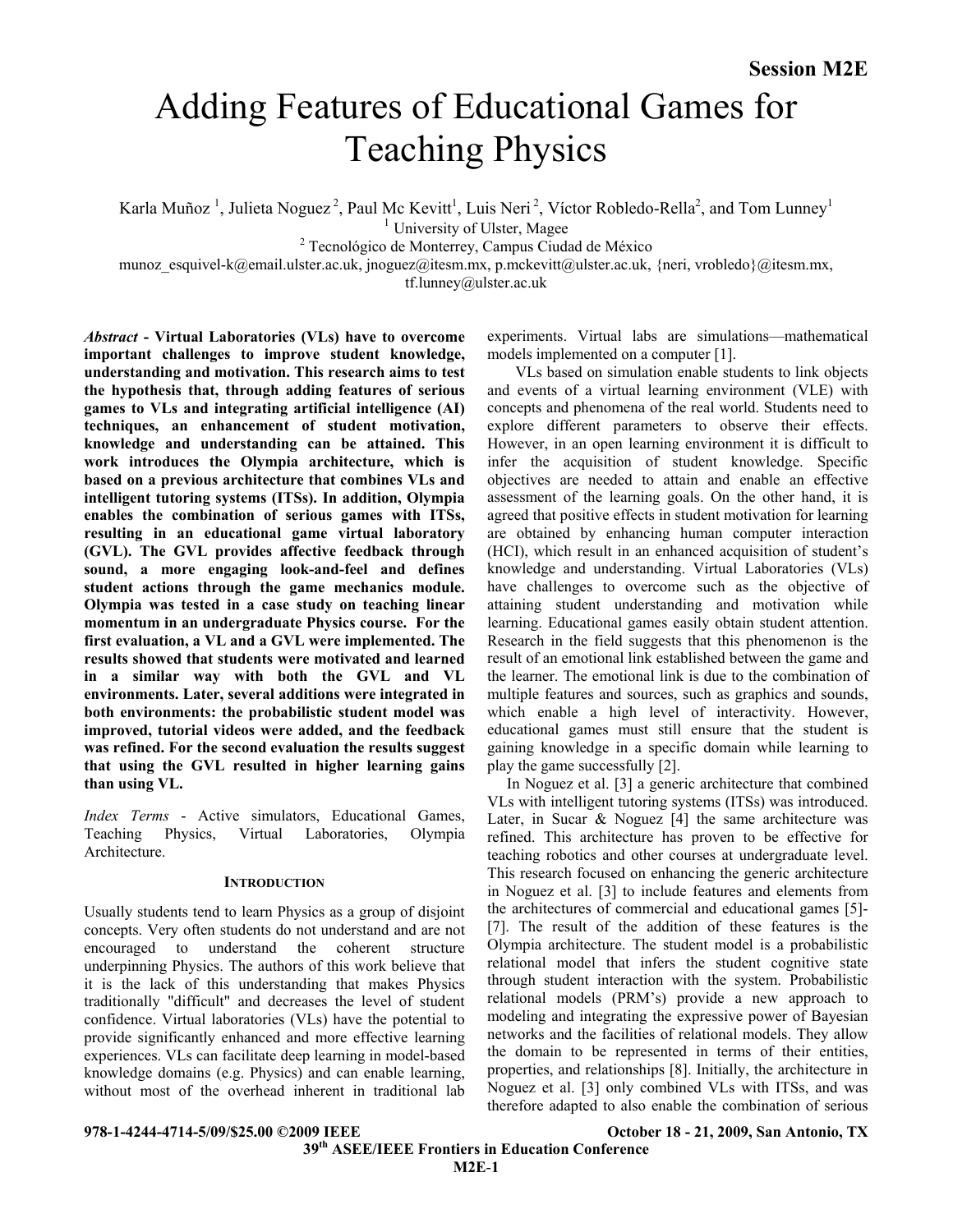# Adding Features of Educational Games for Teaching Physics

Karla Muñoz [1], Julieta Noguez [2], Paul Mc Kevitt[1], Luis Neri [2], Víctor Robledo-Rella[2], and Tom Lunney[1]

[1] University of Ulster, Magee

[2] Tecnológico de Monterrey, Campus Ciudad de México

munoz_esquivel-k@email.ulster.ac.uk, jnoguez@itesm.mx, p.mckevitt@ulster.ac.uk, {neri, vrobledo}@itesm.mx, tf.lunney@ulster.ac.uk

***Abstract* - Virtual Laboratories (VLs) have to overcome important challenges to improve student knowledge, understanding and motivation. This research aims to test the hypothesis that, through adding features of serious games to VLs and integrating artificial intelligence (AI) techniques, an enhancement of student motivation, knowledge and understanding can be attained. This work introduces the Olympia architecture, which is based on a previous architecture that combines VLs and intelligent tutoring systems (ITSs). In addition, Olympia enables the combination of serious games with ITSs, resulting in an educational game virtual laboratory (GVL). The GVL provides affective feedback through sound, a more engaging look-and-feel and defines student actions through the game mechanics module. Olympia was tested in a case study on teaching linear momentum in an undergraduate Physics course. For the first evaluation, a VL and a GVL were implemented. The results showed that students were motivated and learned in a similar way with both the GVL and VL environments. Later, several additions were integrated in both environments: the probabilistic student model was improved, tutorial videos were added, and the feedback was refined. For the second evaluation the results suggest that using the GVL resulted in higher learning gains than using VL.**

*Index Terms* - Active simulators, Educational Games, Teaching Physics, Virtual Laboratories, Olympia Architecture.

## INTRODUCTION

Usually students tend to learn Physics as a group of disjoint concepts. Very often students do not understand and are not encouraged to understand the coherent structure underpinning Physics. The authors of this work believe that it is the lack of this understanding that makes Physics traditionally "difficult" and decreases the level of student confidence. Virtual laboratories (VLs) have the potential to provide significantly enhanced and more effective learning experiences. VLs can facilitate deep learning in model-based knowledge domains (e.g. Physics) and can enable learning, without most of the overhead inherent in traditional lab experiments. Virtual labs are simulations—mathematical models implemented on a computer [1].

VLs based on simulation enable students to link objects and events of a virtual learning environment (VLE) with concepts and phenomena of the real world. Students need to explore different parameters to observe their effects. However, in an open learning environment it is difficult to infer the acquisition of student knowledge. Specific objectives are needed to attain and enable an effective assessment of the learning goals. On the other hand, it is agreed that positive effects in student motivation for learning are obtained by enhancing human computer interaction (HCI), which result in an enhanced acquisition of student's knowledge and understanding. Virtual Laboratories (VLs) have challenges to overcome such as the objective of attaining student understanding and motivation while learning. Educational games easily obtain student attention. Research in the field suggests that this phenomenon is the result of an emotional link established between the game and the learner. The emotional link is due to the combination of multiple features and sources, such as graphics and sounds, which enable a high level of interactivity. However, educational games must still ensure that the student is gaining knowledge in a specific domain while learning to play the game successfully [2].

In Noguez et al. [3] a generic architecture that combined VLs with intelligent tutoring systems (ITSs) was introduced. Later, in Sucar & Noguez [4] the same architecture was refined. This architecture has proven to be effective for teaching robotics and other courses at undergraduate level. This research focused on enhancing the generic architecture in Noguez et al. [3] to include features and elements from the architectures of commercial and educational games [5]-[7]. The result of the addition of these features is the Olympia architecture. The student model is a probabilistic relational model that infers the student cognitive state through student interaction with the system. Probabilistic relational models (PRM's) provide a new approach to modeling and integrating the expressive power of Bayesian networks and the facilities of relational models. They allow the domain to be represented in terms of their entities, properties, and relationships [8]. Initially, the architecture in Noguez et al. [3] only combined VLs with ITSs, and was therefore adapted to also enable the combination of serious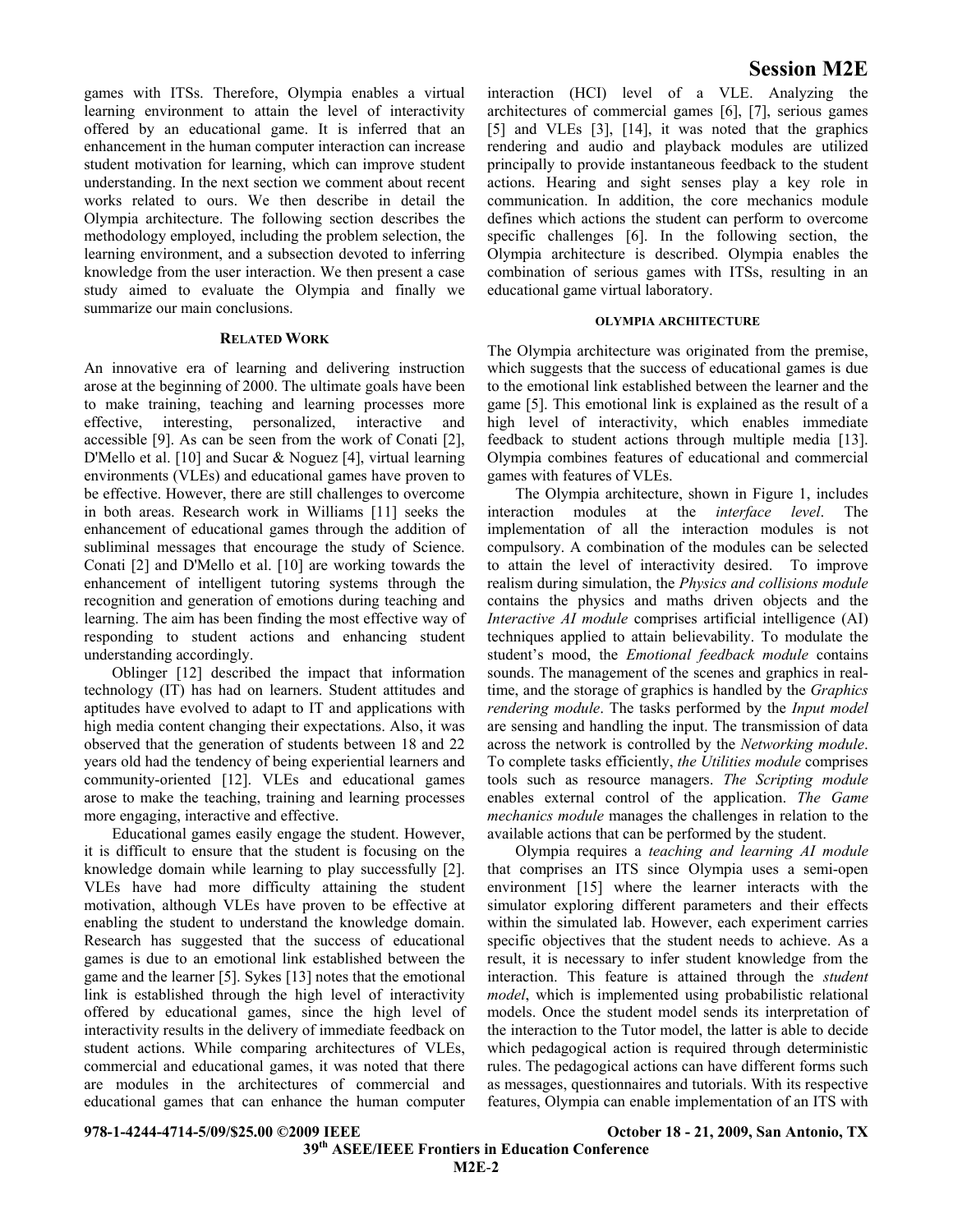games with ITSs. Therefore, Olympia enables a virtual learning environment to attain the level of interactivity offered by an educational game. It is inferred that an enhancement in the human computer interaction can increase student motivation for learning, which can improve student understanding. In the next section we comment about recent works related to ours. We then describe in detail the Olympia architecture. The following section describes the methodology employed, including the problem selection, the learning environment, and a subsection devoted to inferring knowledge from the user interaction. We then present a case study aimed to evaluate the Olympia and finally we summarize our main conclusions.

## RELATED WORK

An innovative era of learning and delivering instruction arose at the beginning of 2000. The ultimate goals have been to make training, teaching and learning processes more effective, interesting, personalized, interactive and accessible [9]. As can be seen from the work of Conati [2], D'Mello et al. [10] and Sucar & Noguez [4], virtual learning environments (VLEs) and educational games have proven to be effective. However, there are still challenges to overcome in both areas. Research work in Williams [11] seeks the enhancement of educational games through the addition of subliminal messages that encourage the study of Science. Conati [2] and D'Mello et al. [10] are working towards the enhancement of intelligent tutoring systems through the recognition and generation of emotions during teaching and learning. The aim has been finding the most effective way of responding to student actions and enhancing student understanding accordingly.

Oblinger [12] described the impact that information technology (IT) has had on learners. Student attitudes and aptitudes have evolved to adapt to IT and applications with high media content changing their expectations. Also, it was observed that the generation of students between 18 and 22 years old had the tendency of being experiential learners and community-oriented [12]. VLEs and educational games arose to make the teaching, training and learning processes more engaging, interactive and effective.

Educational games easily engage the student. However, it is difficult to ensure that the student is focusing on the knowledge domain while learning to play successfully [2]. VLEs have had more difficulty attaining the student motivation, although VLEs have proven to be effective at enabling the student to understand the knowledge domain. Research has suggested that the success of educational games is due to an emotional link established between the game and the learner [5]. Sykes [13] notes that the emotional link is established through the high level of interactivity offered by educational games, since the high level of interactivity results in the delivery of immediate feedback on student actions. While comparing architectures of VLEs, commercial and educational games, it was noted that there are modules in the architectures of commercial and educational games that can enhance the human computer interaction (HCI) level of a VLE. Analyzing the architectures of commercial games [6], [7], serious games [5] and VLEs [3], [14], it was noted that the graphics rendering and audio and playback modules are utilized principally to provide instantaneous feedback to the student actions. Hearing and sight senses play a key role in communication. In addition, the core mechanics module defines which actions the student can perform to overcome specific challenges [6]. In the following section, the Olympia architecture is described. Olympia enables the combination of serious games with ITSs, resulting in an educational game virtual laboratory.

## OLYMPIA ARCHITECTURE

The Olympia architecture was originated from the premise, which suggests that the success of educational games is due to the emotional link established between the learner and the game [5]. This emotional link is explained as the result of a high level of interactivity, which enables immediate feedback to student actions through multiple media [13]. Olympia combines features of educational and commercial games with features of VLEs.

The Olympia architecture, shown in Figure 1, includes interaction modules at the *interface level*. The implementation of all the interaction modules is not compulsory. A combination of the modules can be selected to attain the level of interactivity desired. To improve realism during simulation, the *Physics and collisions module* contains the physics and maths driven objects and the *Interactive AI module* comprises artificial intelligence (AI) techniques applied to attain believability. To modulate the student's mood, the *Emotional feedback module* contains sounds. The management of the scenes and graphics in real-time, and the storage of graphics is handled by the *Graphics rendering module*. The tasks performed by the *Input model* are sensing and handling the input. The transmission of data across the network is controlled by the *Networking module*. To complete tasks efficiently, *the Utilities module* comprises tools such as resource managers. *The Scripting module* enables external control of the application. *The Game mechanics module* manages the challenges in relation to the available actions that can be performed by the student.

Olympia requires a *teaching and learning AI module* that comprises an ITS since Olympia uses a semi-open environment [15] where the learner interacts with the simulator exploring different parameters and their effects within the simulated lab. However, each experiment carries specific objectives that the student needs to achieve. As a result, it is necessary to infer student knowledge from the interaction. This feature is attained through the *student model*, which is implemented using probabilistic relational models. Once the student model sends its interpretation of the interaction to the Tutor model, the latter is able to decide which pedagogical action is required through deterministic rules. The pedagogical actions can have different forms such as messages, questionnaires and tutorials. With its respective features, Olympia can enable implementation of an ITS with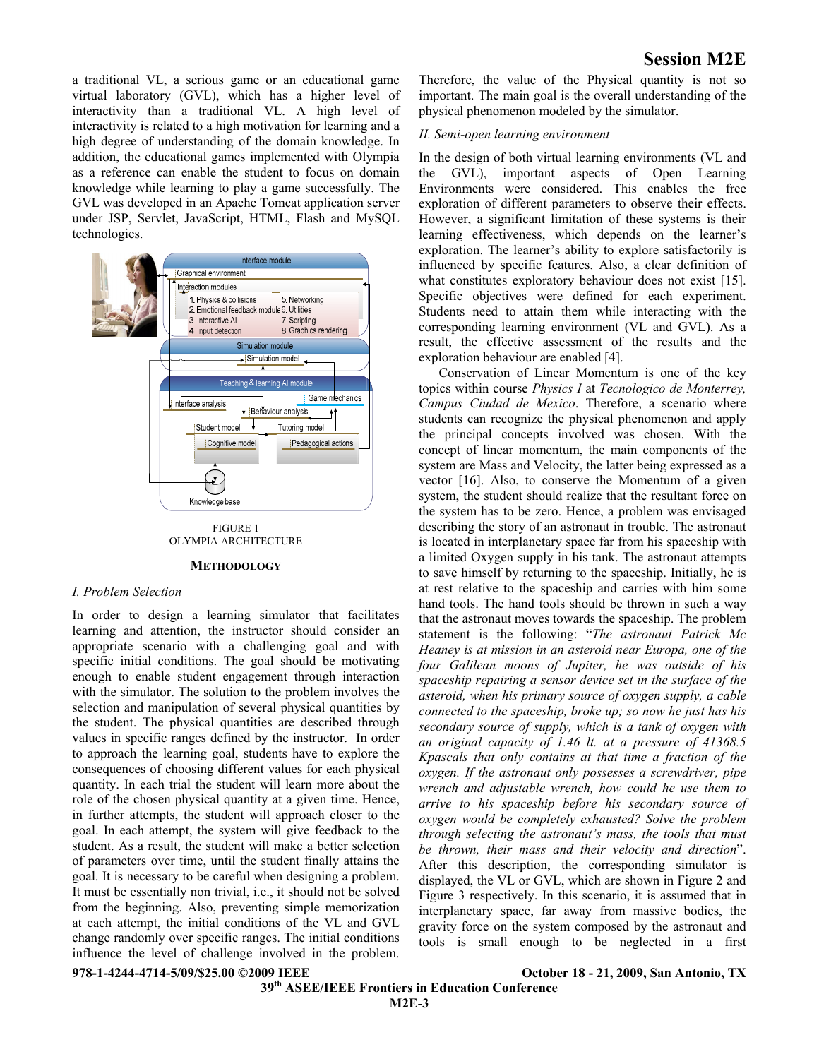a traditional VL, a serious game or an educational game virtual laboratory (GVL), which has a higher level of interactivity than a traditional VL. A high level of interactivity is related to a high motivation for learning and a high degree of understanding of the domain knowledge. In addition, the educational games implemented with Olympia as a reference can enable the student to focus on domain knowledge while learning to play a game successfully. The GVL was developed in an Apache Tomcat application server under JSP, Servlet, JavaScript, HTML, Flash and MySQL technologies.

FIGURE 1
OLYMPIA ARCHITECTURE

## METHODOLOGY

### I. Problem Selection

In order to design a learning simulator that facilitates learning and attention, the instructor should consider an appropriate scenario with a challenging goal and with specific initial conditions. The goal should be motivating enough to enable student engagement through interaction with the simulator. The solution to the problem involves the selection and manipulation of several physical quantities by the student. The physical quantities are described through values in specific ranges defined by the instructor. In order to approach the learning goal, students have to explore the consequences of choosing different values for each physical quantity. In each trial the student will learn more about the role of the chosen physical quantity at a given time. Hence, in further attempts, the student will approach closer to the goal. In each attempt, the system will give feedback to the student. As a result, the student will make a better selection of parameters over time, until the student finally attains the goal. It is necessary to be careful when designing a problem. It must be essentially non trivial, i.e., it should not be solved from the beginning. Also, preventing simple memorization at each attempt, the initial conditions of the VL and GVL change randomly over specific ranges. The initial conditions influence the level of challenge involved in the problem. Therefore, the value of the Physical quantity is not so important. The main goal is the overall understanding of the physical phenomenon modeled by the simulator.

### II. Semi-open learning environment

In the design of both virtual learning environments (VL and the GVL), important aspects of Open Learning Environments were considered. This enables the free exploration of different parameters to observe their effects. However, a significant limitation of these systems is their learning effectiveness, which depends on the learner's exploration. The learner's ability to explore satisfactorily is influenced by specific features. Also, a clear definition of what constitutes exploratory behaviour does not exist [15]. Specific objectives were defined for each experiment. Students need to attain them while interacting with the corresponding learning environment (VL and GVL). As a result, the effective assessment of the results and the exploration behaviour are enabled [4].

Conservation of Linear Momentum is one of the key topics within course *Physics I* at *Tecnologico de Monterrey, Campus Ciudad de Mexico*. Therefore, a scenario where students can recognize the physical phenomenon and apply the principal concepts involved was chosen. With the concept of linear momentum, the main components of the system are Mass and Velocity, the latter being expressed as a vector [16]. Also, to conserve the Momentum of a given system, the student should realize that the resultant force on the system has to be zero. Hence, a problem was envisaged describing the story of an astronaut in trouble. The astronaut is located in interplanetary space far from his spaceship with a limited Oxygen supply in his tank. The astronaut attempts to save himself by returning to the spaceship. Initially, he is at rest relative to the spaceship and carries with him some hand tools. The hand tools should be thrown in such a way that the astronaut moves towards the spaceship. The problem statement is the following: "*The astronaut Patrick Mc Heaney is at mission in an asteroid near Europa, one of the four Galilean moons of Jupiter, he was outside of his spaceship repairing a sensor device set in the surface of the asteroid, when his primary source of oxygen supply, a cable connected to the spaceship, broke up; so now he just has his secondary source of supply, which is a tank of oxygen with an original capacity of 1.46 lt. at a pressure of 41368.5 Kpascals that only contains at that time a fraction of the oxygen. If the astronaut only possesses a screwdriver, pipe wrench and adjustable wrench, how could he use them to arrive to his spaceship before his secondary source of oxygen would be completely exhausted? Solve the problem through selecting the astronaut's mass, the tools that must be thrown, their mass and their velocity and direction*". After this description, the corresponding simulator is displayed, the VL or GVL, which are shown in Figure 2 and Figure 3 respectively. In this scenario, it is assumed that in interplanetary space, far away from massive bodies, the gravity force on the system composed by the astronaut and tools is small enough to be neglected in a first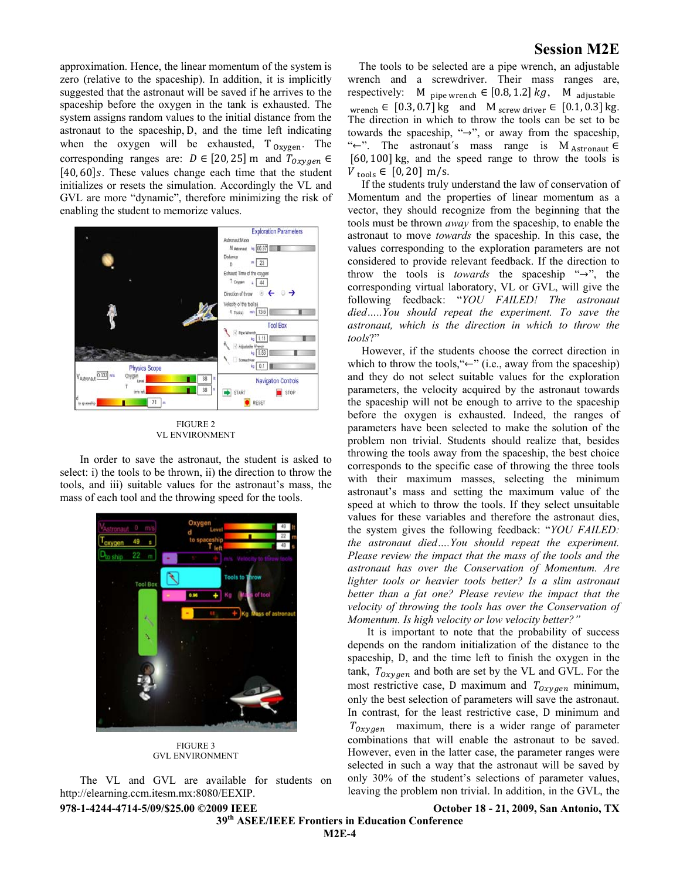approximation. Hence, the linear momentum of the system is zero (relative to the spaceship). In addition, it is implicitly suggested that the astronaut will be saved if he arrives to the spaceship before the oxygen in the tank is exhausted. The system assigns random values to the initial distance from the astronaut to the spaceship, D, and the time left indicating when the oxygen will be exhausted, $T_{Oxygen}$. The corresponding ranges are: $D \in [20, 25]$ m and $T_{Oxygen} \in [40, 60] s$. These values change each time that the student initializes or resets the simulation. Accordingly the VL and GVL are more "dynamic", therefore minimizing the risk of enabling the student to memorize values.

FIGURE 2
VL ENVIRONMENT

In order to save the astronaut, the student is asked to select: i) the tools to be thrown, ii) the direction to throw the tools, and iii) suitable values for the astronaut's mass, the mass of each tool and the throwing speed for the tools.

FIGURE 3
GVL ENVIRONMENT

The VL and GVL are available for students on http://elearning.ccm.itesm.mx:8080/EEXIP.

The tools to be selected are a pipe wrench, an adjustable wrench and a screwdriver. Their mass ranges are, respectively: $M_{\text{pipe wrench}} \in [0.8, 1.2]\, kg$, $M_{\text{adjustable wrench}} \in [0.3, 0.7]$ kg and $M_{\text{screw driver}} \in [0.1, 0.3]$ kg. The direction in which to throw the tools can be set to be towards the spaceship, "→", or away from the spaceship, "←". The astronaut´s mass range is $M_{\text{Astronaut}} \in [60, 100]$ kg, and the speed range to throw the tools is $V_{\text{tools}} \in [0, 20]$ m/s.

If the students truly understand the law of conservation of Momentum and the properties of linear momentum as a vector, they should recognize from the beginning that the tools must be thrown *away* from the spaceship, to enable the astronaut to move *towards* the spaceship. In this case, the values corresponding to the exploration parameters are not considered to provide relevant feedback. If the direction to throw the tools is *towards* the spaceship "→", the corresponding virtual laboratory, VL or GVL, will give the following feedback: "*YOU FAILED! The astronaut died…..You should repeat the experiment. To save the astronaut, which is the direction in which to throw the tools*?"

However, if the students choose the correct direction in which to throw the tools,"←" (i.e., away from the spaceship) and they do not select suitable values for the exploration parameters, the velocity acquired by the astronaut towards the spaceship will not be enough to arrive to the spaceship before the oxygen is exhausted. Indeed, the ranges of parameters have been selected to make the solution of the problem non trivial. Students should realize that, besides throwing the tools away from the spaceship, the best choice corresponds to the specific case of throwing the three tools with their maximum masses, selecting the minimum astronaut's mass and setting the maximum value of the speed at which to throw the tools. If they select unsuitable values for these variables and therefore the astronaut dies, the system gives the following feedback: "*YOU FAILED: the astronaut died….You should repeat the experiment. Please review the impact that the mass of the tools and the astronaut has over the Conservation of Momentum. Are lighter tools or heavier tools better? Is a slim astronaut better than a fat one? Please review the impact that the velocity of throwing the tools has over the Conservation of Momentum. Is high velocity or low velocity better?"*

It is important to note that the probability of success depends on the random initialization of the distance to the spaceship, D, and the time left to finish the oxygen in the tank, $T_{Oxygen}$ and both are set by the VL and GVL. For the most restrictive case, D maximum and $T_{Oxygen}$ minimum, only the best selection of parameters will save the astronaut. In contrast, for the least restrictive case, D minimum and $T_{Oxygen}$ maximum, there is a wider range of parameter combinations that will enable the astronaut to be saved. However, even in the latter case, the parameter ranges were selected in such a way that the astronaut will be saved by only 30% of the student's selections of parameter values, leaving the problem non trivial. In addition, in the GVL, the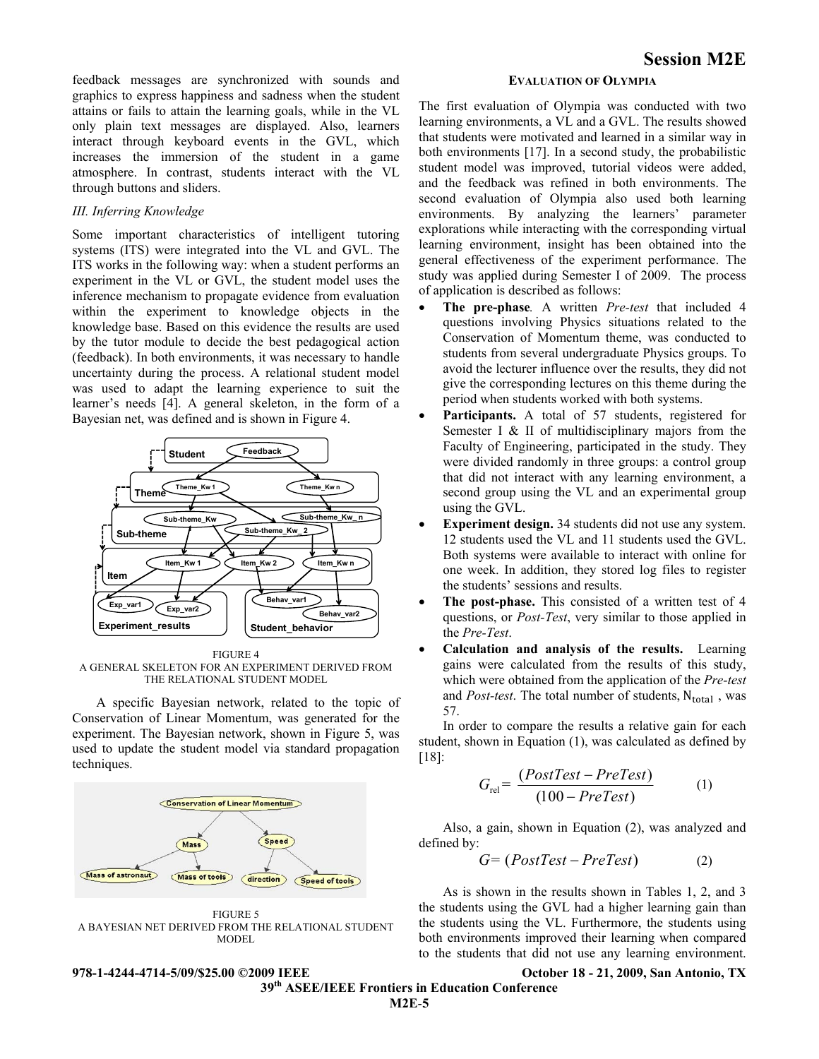feedback messages are synchronized with sounds and graphics to express happiness and sadness when the student attains or fails to attain the learning goals, while in the VL only plain text messages are displayed. Also, learners interact through keyboard events in the GVL, which increases the immersion of the student in a game atmosphere. In contrast, students interact with the VL through buttons and sliders.

### *III. Inferring Knowledge*

Some important characteristics of intelligent tutoring systems (ITS) were integrated into the VL and GVL. The ITS works in the following way: when a student performs an experiment in the VL or GVL, the student model uses the inference mechanism to propagate evidence from evaluation within the experiment to knowledge objects in the knowledge base. Based on this evidence the results are used by the tutor module to decide the best pedagogical action (feedback). In both environments, it was necessary to handle uncertainty during the process. A relational student model was used to adapt the learning experience to suit the learner's needs [4]. A general skeleton, in the form of a Bayesian net, was defined and is shown in Figure 4.

FIGURE 4
A GENERAL SKELETON FOR AN EXPERIMENT DERIVED FROM THE RELATIONAL STUDENT MODEL

A specific Bayesian network, related to the topic of Conservation of Linear Momentum, was generated for the experiment. The Bayesian network, shown in Figure 5, was used to update the student model via standard propagation techniques.

FIGURE 5
A BAYESIAN NET DERIVED FROM THE RELATIONAL STUDENT MODEL

## EVALUATION OF OLYMPIA

The first evaluation of Olympia was conducted with two learning environments, a VL and a GVL. The results showed that students were motivated and learned in a similar way in both environments [17]. In a second study, the probabilistic student model was improved, tutorial videos were added, and the feedback was refined in both environments. The second evaluation of Olympia also used both learning environments. By analyzing the learners' parameter explorations while interacting with the corresponding virtual learning environment, insight has been obtained into the general effectiveness of the experiment performance. The study was applied during Semester I of 2009. The process of application is described as follows:

- **The pre-phase**. A written *Pre-test* that included 4 questions involving Physics situations related to the Conservation of Momentum theme, was conducted to students from several undergraduate Physics groups. To avoid the lecturer influence over the results, they did not give the corresponding lectures on this theme during the period when students worked with both systems.
- **Participants.** A total of 57 students, registered for Semester I & II of multidisciplinary majors from the Faculty of Engineering, participated in the study. They were divided randomly in three groups: a control group that did not interact with any learning environment, a second group using the VL and an experimental group using the GVL.
- **Experiment design.** 34 students did not use any system. 12 students used the VL and 11 students used the GVL. Both systems were available to interact with online for one week. In addition, they stored log files to register the students' sessions and results.
- **The post-phase.** This consisted of a written test of 4 questions, or *Post-Test*, very similar to those applied in the *Pre-Test*.
- **Calculation and analysis of the results.** Learning gains were calculated from the results of this study, which were obtained from the application of the *Pre-test* and *Post-test*. The total number of students, $N_{total}$ , was 57.

In order to compare the results a relative gain for each student, shown in Equation (1), was calculated as defined by [18]:

$$G_{rel} = \frac{(PostTest - PreTest)}{(100 - PreTest)} \qquad (1)$$

Also, a gain, shown in Equation (2), was analyzed and defined by:

$$G = (PostTest - PreTest) \qquad (2)$$

As is shown in the results shown in Tables 1, 2, and 3 the students using the GVL had a higher learning gain than the students using the VL. Furthermore, the students using both environments improved their learning when compared to the students that did not use any learning environment.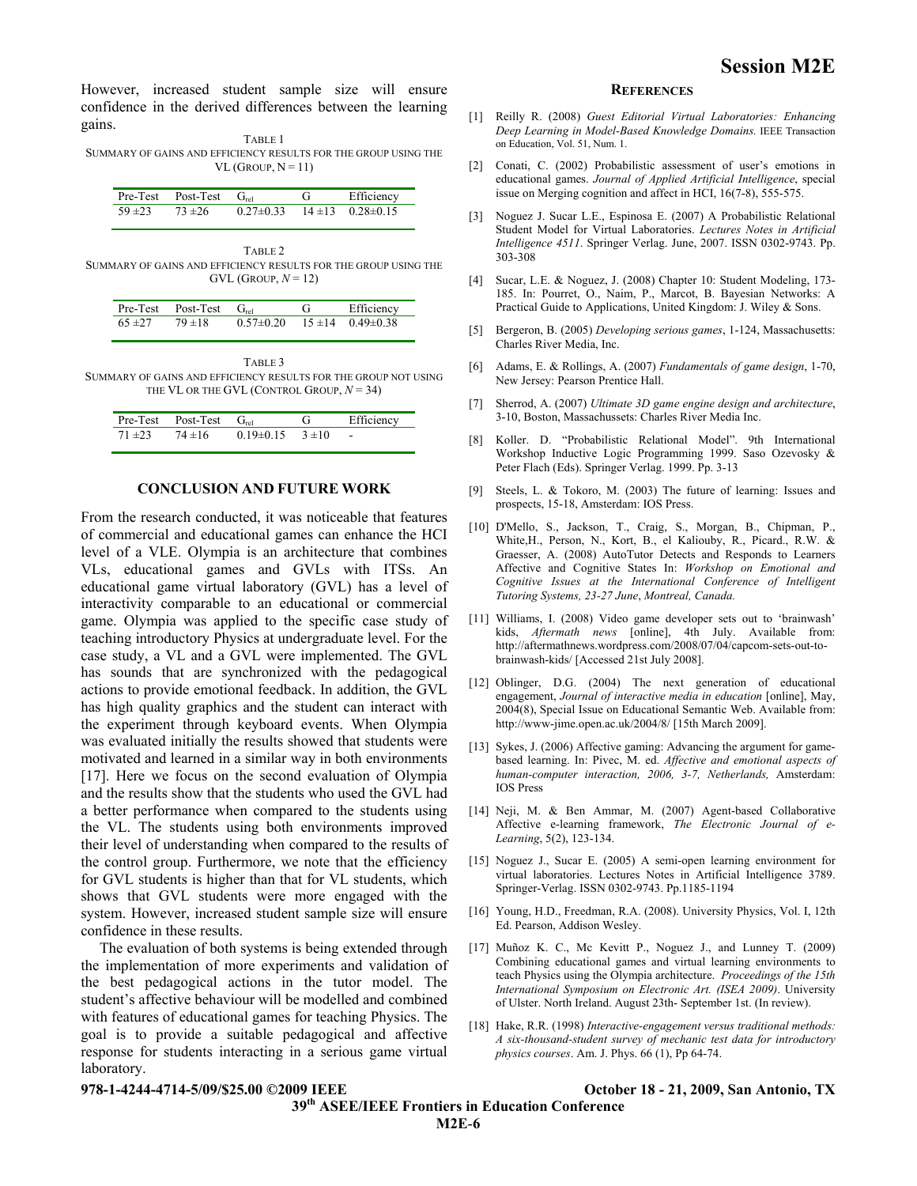However, increased student sample size will ensure confidence in the derived differences between the learning gains.

TABLE 1
SUMMARY OF GAINS AND EFFICIENCY RESULTS FOR THE GROUP USING THE VL (GROUP, N = 11)

| Pre-Test | Post-Test | $G_{rel}$ | G | Efficiency |
|---|---|---|---|---|
| 59 ±23 | 73 ±26 | 0.27±0.33 | 14 ±13 | 0.28±0.15 |

TABLE 2
SUMMARY OF GAINS AND EFFICIENCY RESULTS FOR THE GROUP USING THE GVL (GROUP, *N* = 12)

| Pre-Test | Post-Test | $G_{rel}$ | G | Efficiency |
|---|---|---|---|---|
| 65 ±27 | 79 ±18 | 0.57±0.20 | 15 ±14 | 0.49±0.38 |

TABLE 3
SUMMARY OF GAINS AND EFFICIENCY RESULTS FOR THE GROUP NOT USING THE VL OR THE GVL (CONTROL GROUP, *N* = 34)

| Pre-Test | Post-Test | $G_{rel}$ | G | Efficiency |
|---|---|---|---|---|
| 71 ±23 | 74 ±16 | 0.19±0.15 | 3 ±10 | - |

## CONCLUSION AND FUTURE WORK

From the research conducted, it was noticeable that features of commercial and educational games can enhance the HCI level of a VLE. Olympia is an architecture that combines VLs, educational games and GVLs with ITSs. An educational game virtual laboratory (GVL) has a level of interactivity comparable to an educational or commercial game. Olympia was applied to the specific case study of teaching introductory Physics at undergraduate level. For the case study, a VL and a GVL were implemented. The GVL has sounds that are synchronized with the pedagogical actions to provide emotional feedback. In addition, the GVL has high quality graphics and the student can interact with the experiment through keyboard events. When Olympia was evaluated initially the results showed that students were motivated and learned in a similar way in both environments [17]. Here we focus on the second evaluation of Olympia and the results show that the students who used the GVL had a better performance when compared to the students using the VL. The students using both environments improved their level of understanding when compared to the results of the control group. Furthermore, we note that the efficiency for GVL students is higher than that for VL students, which shows that GVL students were more engaged with the system. However, increased student sample size will ensure confidence in these results.

The evaluation of both systems is being extended through the implementation of more experiments and validation of the best pedagogical actions in the tutor model. The student's affective behaviour will be modelled and combined with features of educational games for teaching Physics. The goal is to provide a suitable pedagogical and affective response for students interacting in a serious game virtual laboratory.

## REFERENCES

[1] Reilly R. (2008) *Guest Editorial Virtual Laboratories: Enhancing Deep Learning in Model-Based Knowledge Domains.* IEEE Transaction on Education, Vol. 51, Num. 1.

[2] Conati, C. (2002) Probabilistic assessment of user's emotions in educational games. *Journal of Applied Artificial Intelligence*, special issue on Merging cognition and affect in HCI, 16(7-8), 555-575.

[3] Noguez J. Sucar L.E., Espinosa E. (2007) A Probabilistic Relational Student Model for Virtual Laboratories. *Lectures Notes in Artificial Intelligence 4511*. Springer Verlag. June, 2007. ISSN 0302-9743. Pp. 303-308

[4] Sucar, L.E. & Noguez, J. (2008) Chapter 10: Student Modeling, 173-185. In: Pourret, O., Naim, P., Marcot, B. Bayesian Networks: A Practical Guide to Applications, United Kingdom: J. Wiley & Sons.

[5] Bergeron, B. (2005) *Developing serious games*, 1-124, Massachusetts: Charles River Media, Inc.

[6] Adams, E. & Rollings, A. (2007) *Fundamentals of game design*, 1-70, New Jersey: Pearson Prentice Hall.

[7] Sherrod, A. (2007) *Ultimate 3D game engine design and architecture*, 3-10, Boston, Massachussets: Charles River Media Inc.

[8] Koller. D. "Probabilistic Relational Model". 9th International Workshop Inductive Logic Programming 1999. Saso Ozevosky & Peter Flach (Eds). Springer Verlag. 1999. Pp. 3-13

[9] Steels, L. & Tokoro, M. (2003) The future of learning: Issues and prospects, 15-18, Amsterdam: IOS Press.

[10] D'Mello, S., Jackson, T., Craig, S., Morgan, B., Chipman, P., White,H., Person, N., Kort, B., el Kaliouby, R., Picard., R.W. & Graesser, A. (2008) AutoTutor Detects and Responds to Learners Affective and Cognitive States In: *Workshop on Emotional and Cognitive Issues at the International Conference of Intelligent Tutoring Systems, 23-27 June*, *Montreal, Canada.*

[11] Williams, I. (2008) Video game developer sets out to 'brainwash' kids, *Aftermath news* [online], 4th July. Available from: http://aftermathnews.wordpress.com/2008/07/04/capcom-sets-out-to-brainwash-kids/ [Accessed 21st July 2008].

[12] Oblinger, D.G. (2004) The next generation of educational engagement, *Journal of interactive media in education* [online], May, 2004(8), Special Issue on Educational Semantic Web. Available from: http://www-jime.open.ac.uk/2004/8/ [15th March 2009].

[13] Sykes, J. (2006) Affective gaming: Advancing the argument for game-based learning. In: Pivec, M. ed. *Affective and emotional aspects of human-computer interaction, 2006, 3-7, Netherlands,* Amsterdam: IOS Press

[14] Neji, M. & Ben Ammar, M. (2007) Agent-based Collaborative Affective e-learning framework, *The Electronic Journal of e-Learning*, 5(2), 123-134.

[15] Noguez J., Sucar E. (2005) A semi-open learning environment for virtual laboratories. Lectures Notes in Artificial Intelligence 3789. Springer-Verlag. ISSN 0302-9743. Pp.1185-1194

[16] Young, H.D., Freedman, R.A. (2008). University Physics, Vol. I, 12th Ed. Pearson, Addison Wesley.

[17] Muñoz K. C., Mc Kevitt P., Noguez J., and Lunney T. (2009) Combining educational games and virtual learning environments to teach Physics using the Olympia architecture. *Proceedings of the 15th International Symposium on Electronic Art. (ISEA 2009)*. University of Ulster. North Ireland. August 23th- September 1st. (In review).

[18] Hake, R.R. (1998) *Interactive-engagement versus traditional methods: A six-thousand-student survey of mechanic test data for introductory physics courses*. Am. J. Phys. 66 (1), Pp 64-74.